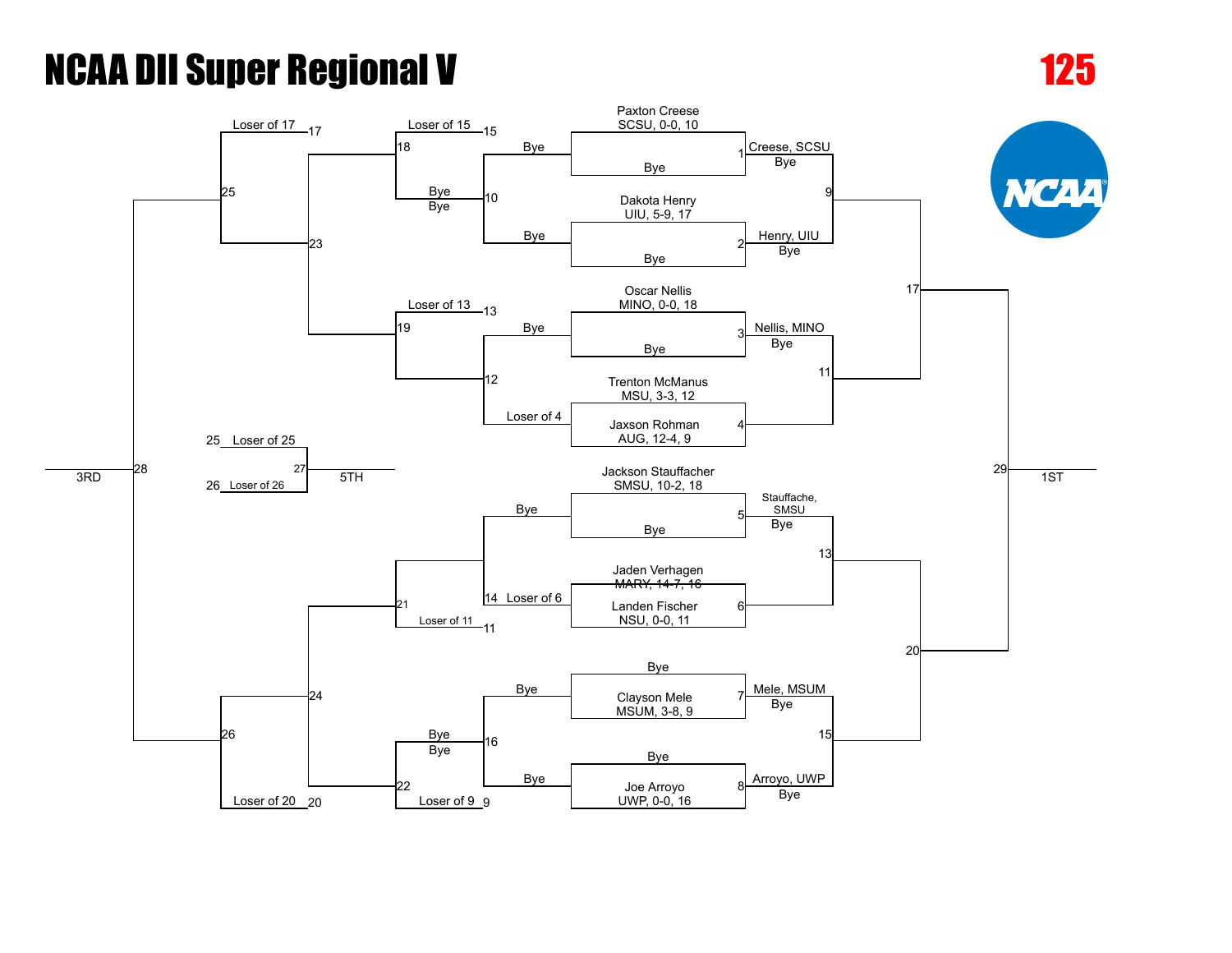# NCAA DII Super Regional V

**125**

## Championship Bracket

| Bout | Wrestler / Entry | Opponent / Entry | Result |
|---|---|---|---|
| 1 | Paxton Creese, SCSU, 0-0, 10 | Bye | Creese, SCSU — Bye |
| 2 | Dakota Henry, UIU, 5-9, 17 | Bye | Henry, UIU — Bye |
| 3 | Oscar Nellis, MINO, 0-0, 18 | Bye | Nellis, MINO — Bye |
| 4 | Trenton McManus, MSU, 3-3, 12 | Jaxson Rohman, AUG, 12-4, 9 | |
| 5 | Jackson Stauffacher, SMSU, 10-2, 18 | Bye | Stauffache, SMSU — Bye |
| 6 | Jaden Verhagen, MARY, 14-7, 16 (struck through) | Landen Fischer, NSU, 0-0, 11 | |
| 7 | Bye | Clayson Mele, MSUM, 3-8, 9 | Mele, MSUM — Bye |
| 8 | Bye | Joe Arroyo, UWP, 0-0, 16 | Arroyo, UWP — Bye |
| 9 | Winner of 1 | Winner of 2 | |
| 11 | Winner of 3 | Winner of 4 | |
| 13 | Winner of 5 | Winner of 6 | |
| 15 | Winner of 7 | Winner of 8 | |
| 17 | Winner of 9 | Winner of 11 | |
| 20 | Winner of 13 | Winner of 15 | |
| 29 | Winner of 17 | Winner of 20 | 1ST |

## Consolation Bracket

| Bout | Entry | Entry | Result |
|---|---|---|---|
| 10 | Bye | Bye | Bye |
| 12 | Bye | Loser of 4 | |
| 14 | Bye | Loser of 6 | |
| 16 | Bye | Bye | Bye |
| 18 | Loser of 15 | Winner of 10 | |
| 19 | Loser of 13 | Winner of 12 | |
| 21 | Winner of 14 | Loser of 11 | |
| 22 | Winner of 16 | Loser of 9 | |
| 23 | Winner of 18 | Winner of 19 | |
| 24 | Winner of 21 | Winner of 22 | |
| 25 | Loser of 17 | Winner of 23 | |
| 26 | Winner of 24 | Loser of 20 | |
| 27 | Loser of 25 | Loser of 26 | 5TH |
| 28 | Winner of 25 | Winner of 26 | 3RD |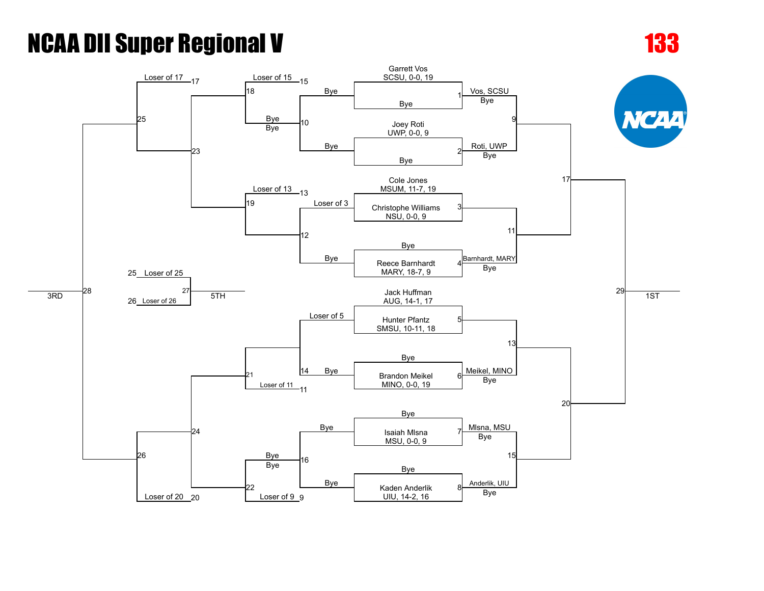# NCAA DII Super Regional V

## 133

### Championship Bracket

| Match | Wrestler 1 | Wrestler 2 | Result |
|---|---|---|---|
| 1 | Garrett Vos, SCSU, 0-0, 19 | Bye | Vos, SCSU — Bye |
| 2 | Joey Roti, UWP, 0-0, 9 | Bye | Roti, UWP — Bye |
| 3 | Cole Jones, MSUM, 11-7, 19 | Christophe Williams, NSU, 0-0, 9 | |
| 4 | Bye | Reece Barnhardt, MARY, 18-7, 9 | Barnhardt, MARY — Bye |
| 5 | Jack Huffman, AUG, 14-1, 17 | Hunter Pfantz, SMSU, 10-11, 18 | |
| 6 | Bye | Brandon Meikel, MINO, 0-0, 19 | Meikel, MINO — Bye |
| 7 | Bye | Isaiah Mlsna, MSU, 0-0, 9 | Mlsna, MSU — Bye |
| 8 | Bye | Kaden Anderlik, UIU, 14-2, 16 | Anderlik, UIU — Bye |

- 9: Vos, SCSU vs Roti, UWP
- 11: Winner of 3 vs Barnhardt, MARY
- 13: Winner of 5 vs Meikel, MINO
- 15: Mlsna, MSU vs Anderlik, UIU
- 17: Winner of 9 vs Winner of 11
- 20: Winner of 13 vs Winner of 15
- 29: Winner of 17 vs Winner of 20 — 1ST

### Consolation Bracket

- 10: Bye vs Bye
- 12: Loser of 3 vs Bye
- 14: Loser of 5 vs Bye
- 16: Bye vs Bye
- 18: Loser of 15 (15) vs Bye / Bye
- 19: Loser of 13 (13) vs Winner of 12
- 21: Winner of 14 vs Loser of 11 (11)
- 22: Bye / Bye vs Loser of 9 (9)
- 23: Winner of 18 vs Winner of 19
- 24: Winner of 21 vs Winner of 22
- 25: Loser of 17 (17) vs Winner of 23
- 26: Winner of 24 vs Loser of 20 (20)
- 27: 25 Loser of 25 vs 26 Loser of 26 — 5TH
- 28: Winner of 25 vs Winner of 26 — 3RD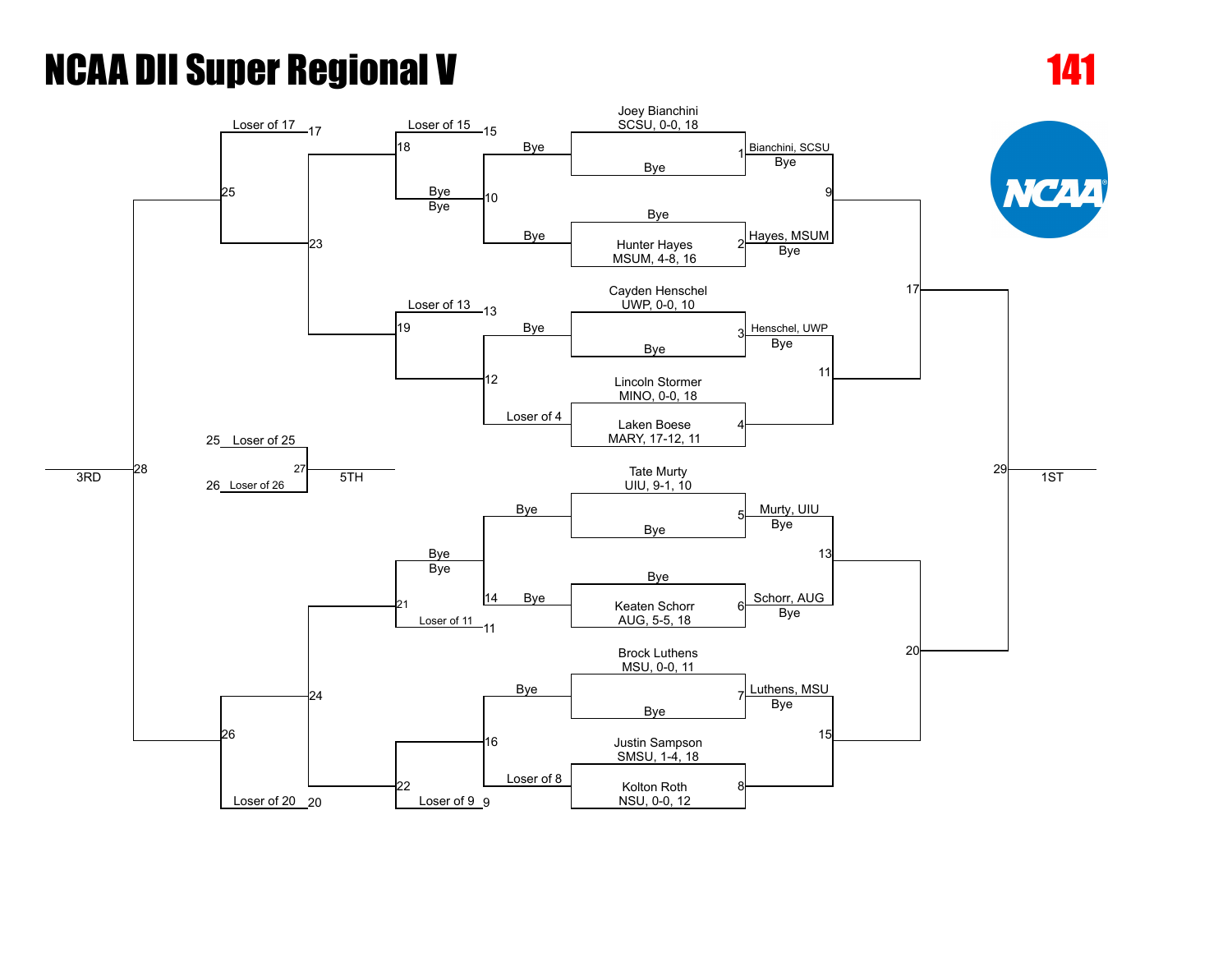# NCAA DII Super Regional V

**141**

## Championship Bracket

**Match 1:** Joey Bianchini, SCSU, 0-0, 18 vs. Bye — Winner: Bianchini, SCSU (Bye)

**Match 2:** Bye vs. Hunter Hayes, MSUM, 4-8, 16 — Winner: Hayes, MSUM (Bye)

**Match 3:** Cayden Henschel, UWP, 0-0, 10 vs. Bye — Winner: Henschel, UWP (Bye)

**Match 4:** Lincoln Stormer, MINO, 0-0, 18 vs. Laken Boese, MARY, 17-12, 11

**Match 5:** Tate Murty, UIU, 9-1, 10 vs. Bye — Winner: Murty, UIU (Bye)

**Match 6:** Bye vs. Keaten Schorr, AUG, 5-5, 18 — Winner: Schorr, AUG (Bye)

**Match 7:** Brock Luthens, MSU, 0-0, 11 vs. Bye — Winner: Luthens, MSU (Bye)

**Match 8:** Justin Sampson, SMSU, 1-4, 18 vs. Kolton Roth, NSU, 0-0, 12

**Match 9:** Winner of 1 vs. Winner of 2

**Match 11:** Winner of 3 vs. Winner of 4

**Match 13:** Winner of 5 vs. Winner of 6

**Match 15:** Winner of 7 vs. Winner of 8

**Match 17:** Winner of 9 vs. Winner of 11

**Match 20:** Winner of 13 vs. Winner of 15

**Match 29 (1ST):** Winner of 17 vs. Winner of 20

## Consolation Bracket

**Match 10:** Bye vs. Bye

**Match 12:** Bye vs. Loser of 4

**Match 14:** Bye vs. Bye

**Match 16:** Bye vs. Loser of 8

**Match 18:** Loser of 15 vs. Bye (Winner of 10)

**Match 19:** Loser of 13 vs. Winner of 12

**Match 21:** Bye (Winner of 14) vs. Loser of 11

**Match 22:** Winner of 16 vs. Loser of 9

**Match 23:** Winner of 18 vs. Winner of 19

**Match 24:** Winner of 21 vs. Winner of 22

**Match 25:** Loser of 17 vs. Winner of 23

**Match 26:** Winner of 24 vs. Loser of 20

**Match 27 (5TH):** Loser of 25 vs. Loser of 26

**Match 28 (3RD):** Winner of 25 vs. Winner of 26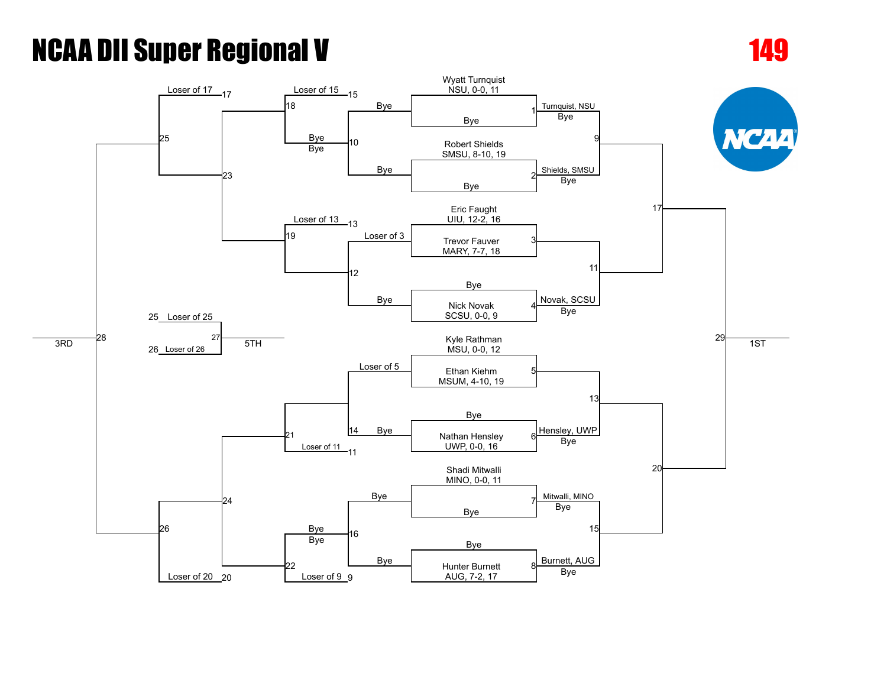# NCAA DII Super Regional V

**149**

## Championship Bracket

| Bout | Wrestler / Entry | Result / Advances To |
| --- | --- | --- |
| 1 | Wyatt Turnquist, NSU, 0-0, 11 vs Bye | Turnquist, NSU — Bye |
| 2 | Robert Shields, SMSU, 8-10, 19 vs Bye | Shields, SMSU — Bye |
| 3 | Eric Faught, UIU, 12-2, 16 vs Trevor Fauver, MARY, 7-7, 18 | |
| 4 | Bye vs Nick Novak, SCSU, 0-0, 9 | Novak, SCSU — Bye |
| 5 | Kyle Rathman, MSU, 0-0, 12 vs Ethan Kiehm, MSUM, 4-10, 19 | |
| 6 | Bye vs Nathan Hensley, UWP, 0-0, 16 | Hensley, UWP — Bye |
| 7 | Shadi Mitwalli, MINO, 0-0, 11 vs Bye | Mitwalli, MINO — Bye |
| 8 | Bye vs Hunter Burnett, AUG, 7-2, 17 | Burnett, AUG — Bye |
| 9 | Winner of 1 vs Winner of 2 | |
| 11 | Winner of 3 vs Winner of 4 | |
| 13 | Winner of 5 vs Winner of 6 | |
| 15 | Winner of 7 vs Winner of 8 | |
| 17 | Winner of 9 vs Winner of 11 | |
| 20 | Winner of 13 vs Winner of 15 | |
| 29 | Winner of 17 vs Winner of 20 | 1ST |

## Consolation Bracket

| Bout | Entry | Entry |
| --- | --- | --- |
| 10 | Bye | Bye |
| 12 | Loser of 3 | Bye |
| 14 | Loser of 5 | Bye |
| 16 | Bye | Bye |
| 18 | Loser of 15 | Bye |
| 19 | Loser of 13 | Winner of 12 |
| 21 | Winner of 14 | Loser of 11 |
| 22 | Bye | Loser of 9 |
| 23 | Winner of 18 | Winner of 19 |
| 24 | Winner of 21 | Winner of 22 |
| 25 | Loser of 17 | Winner of 23 |
| 26 | Winner of 24 | Loser of 20 |
| 27 | Loser of 25 | Loser of 26 — 5TH |
| 28 | Winner of 25 | Winner of 26 — 3RD |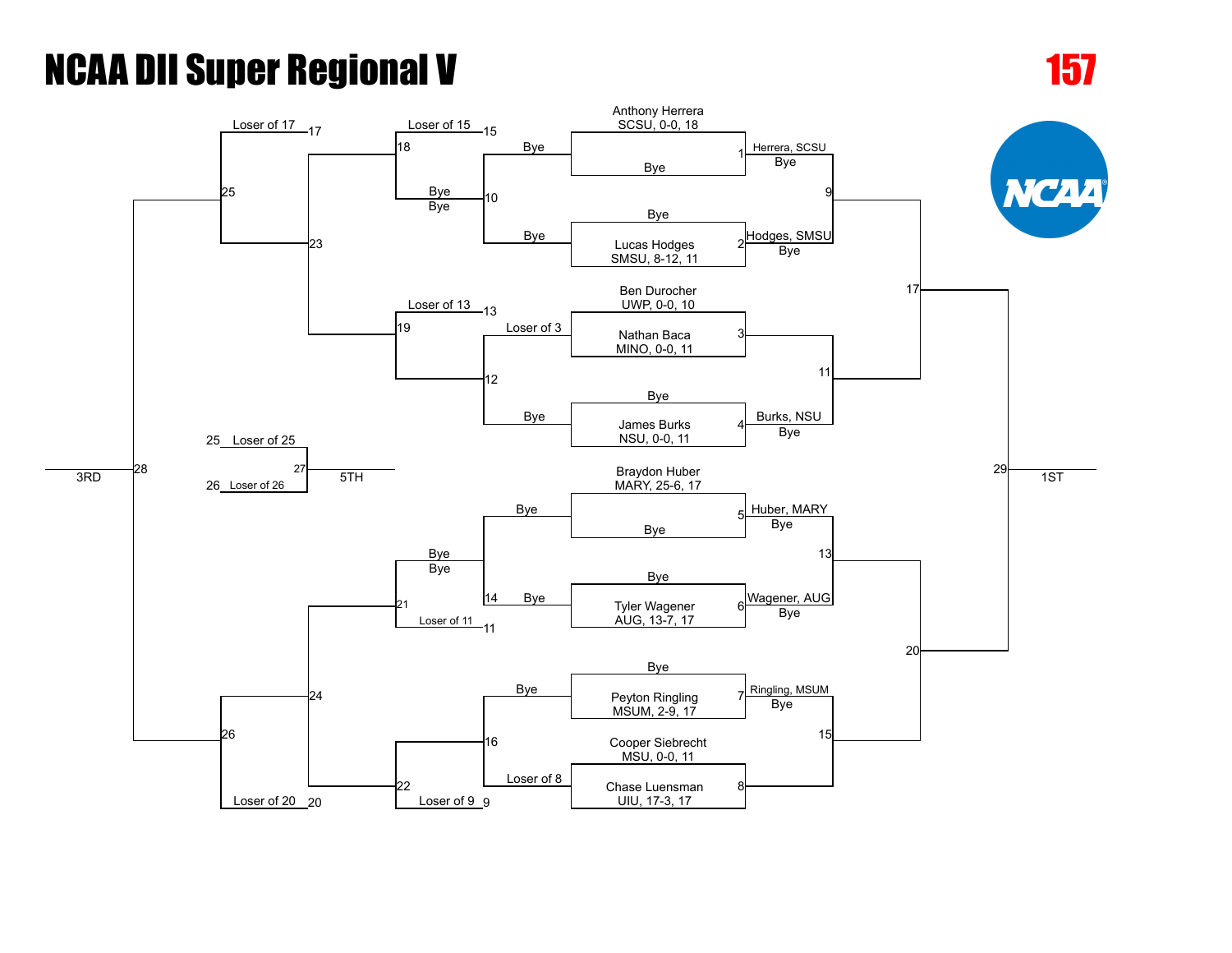# NCAA DII Super Regional V

**157**

## Championship Bracket

| Match | Competitor A | Competitor B | Winner |
| --- | --- | --- | --- |
| 1 | Anthony Herrera, SCSU, 0-0, 18 | Bye | Herrera, SCSU / Bye |
| 2 | Bye | Lucas Hodges, SMSU, 8-12, 11 | Hodges, SMSU / Bye |
| 3 | Ben Durocher, UWP, 0-0, 10 | Nathan Baca, MINO, 0-0, 11 | |
| 4 | Bye | James Burks, NSU, 0-0, 11 | Burks, NSU / Bye |
| 5 | Braydon Huber, MARY, 25-6, 17 | Bye | Huber, MARY / Bye |
| 6 | Bye | Tyler Wagener, AUG, 13-7, 17 | Wagener, AUG / Bye |
| 7 | Bye | Peyton Ringling, MSUM, 2-9, 17 | Ringling, MSUM / Bye |
| 8 | Cooper Siebrecht, MSU, 0-0, 11 | Chase Luensman, UIU, 17-3, 17 | |
| 9 | Winner of 1 | Winner of 2 | |
| 11 | Winner of 3 | Winner of 4 | |
| 13 | Winner of 5 | Winner of 6 | |
| 15 | Winner of 7 | Winner of 8 | |
| 17 | Winner of 9 | Winner of 11 | |
| 20 | Winner of 13 | Winner of 15 | |
| 29 | Winner of 17 | Winner of 20 | 1ST |

## Consolation Bracket

| Match | Competitor A | Competitor B |
| --- | --- | --- |
| 10 | Bye | Bye |
| 12 | Loser of 3 | Bye |
| 14 | Bye | Bye |
| 16 | Bye | Loser of 8 |
| 18 | Loser of 15 | Bye / Bye (Winner of 10) |
| 19 | Loser of 13 | Winner of 12 |
| 21 | Bye / Bye (Winner of 14) | Loser of 11 |
| 22 | Winner of 16 | Loser of 9 |
| 23 | Winner of 18 | Winner of 19 |
| 24 | Winner of 21 | Winner of 22 |
| 25 | Loser of 17 | Winner of 23 |
| 26 | Winner of 24 | Loser of 20 |
| 27 | Loser of 25 | Loser of 26 |
| 28 | Winner of 25 | Winner of 26 |

- 28: 3RD
- 27: 5TH
- 29: 1ST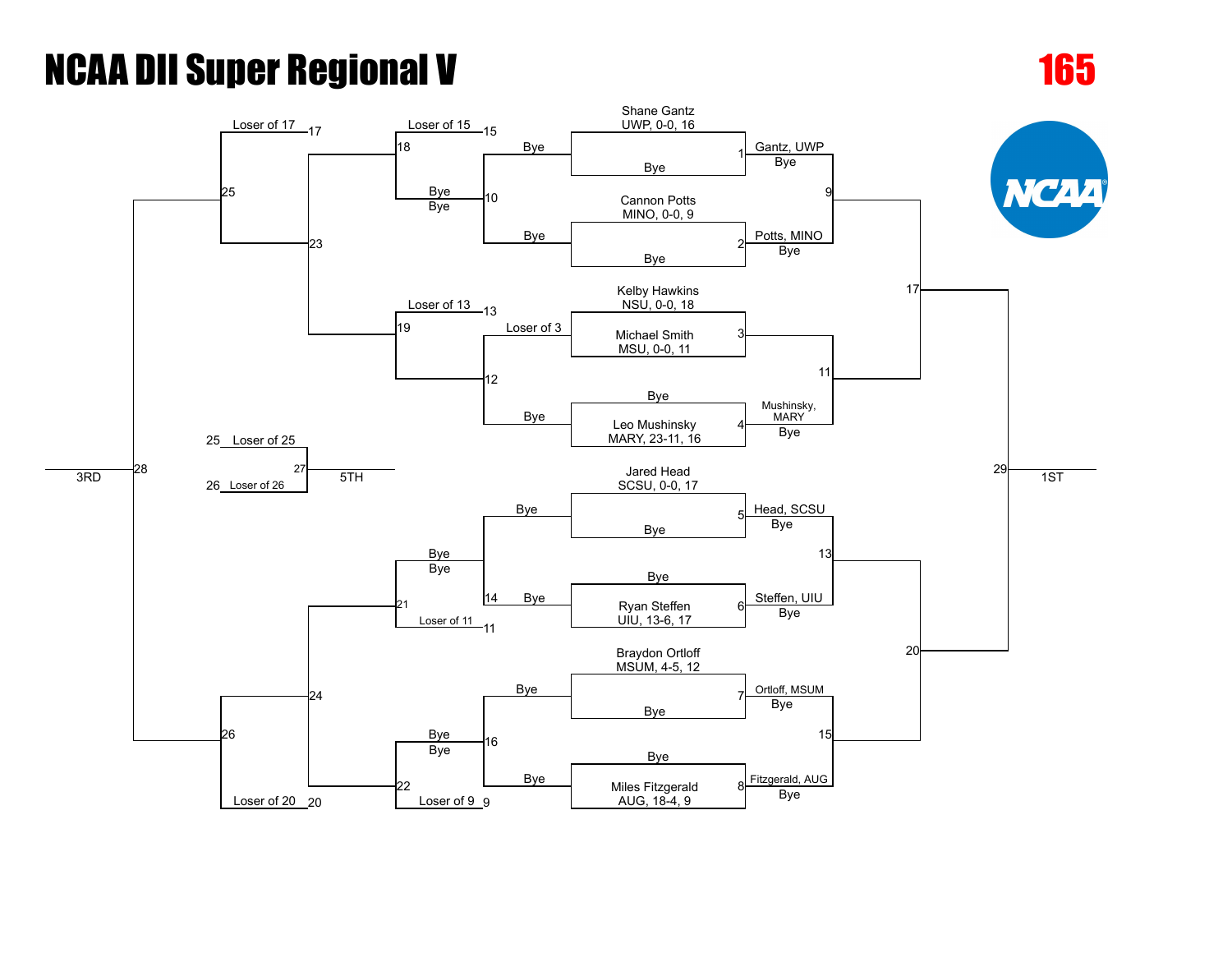# NCAA DII Super Regional V

**165**

## Championship Bracket

| Bout | Wrestler 1 | Wrestler 2 | Winner |
|---|---|---|---|
| 1 | Shane Gantz, UWP, 0-0, 16 | Bye | Gantz, UWP |
| 2 | Cannon Potts, MINO, 0-0, 9 | Bye | Potts, MINO |
| 3 | Kelby Hawkins, NSU, 0-0, 18 | Michael Smith, MSU, 0-0, 11 | |
| 4 | Bye | Leo Mushinsky, MARY, 23-11, 16 | Mushinsky, MARY |
| 5 | Jared Head, SCSU, 0-0, 17 | Bye | Head, SCSU |
| 6 | Bye | Ryan Steffen, UIU, 13-6, 17 | Steffen, UIU |
| 7 | Braydon Ortloff, MSUM, 4-5, 12 | Bye | Ortloff, MSUM |
| 8 | Bye | Miles Fitzgerald, AUG, 18-4, 9 | Fitzgerald, AUG |
| 9 | Gantz, UWP | Potts, MINO | |
| 11 | Winner of 3 | Mushinsky, MARY | |
| 13 | Head, SCSU | Steffen, UIU | |
| 15 | Ortloff, MSUM | Fitzgerald, AUG | |
| 17 | Winner of 9 | Winner of 11 | |
| 20 | Winner of 13 | Winner of 15 | |
| 29 | Winner of 17 | Winner of 20 | 1ST |

## Consolation Bracket

| Bout | Wrestler 1 | Wrestler 2 |
|---|---|---|
| 10 | Bye | Bye |
| 12 | Loser of 3 | Bye |
| 14 | Bye | Bye |
| 16 | Bye | Bye |
| 18 | Loser of 15 | Bye |
| 19 | Loser of 13 | Winner of 12 |
| 21 | Bye | Loser of 11 |
| 22 | Bye | Loser of 9 |
| 23 | Winner of 18 | Winner of 19 |
| 24 | Winner of 21 | Winner of 22 |
| 25 | Loser of 17 | Winner of 23 |
| 26 | Winner of 24 | Loser of 20 |
| 27 | Loser of 25 | Loser of 26 |
| 28 | Winner of 25 | Winner of 26 |

- 28: 3RD
- 27: 5TH
- 29: 1ST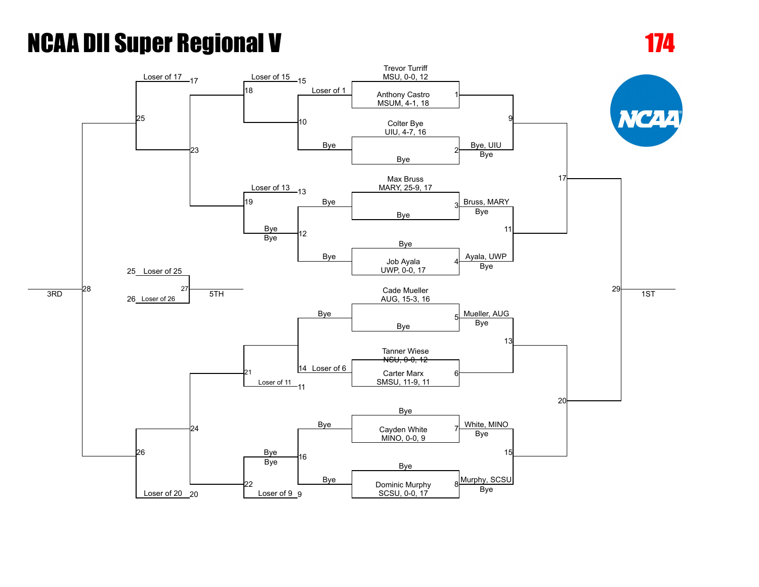# NCAA DII Super Regional V

**174**

## Championship Bracket

| Match | Competitor A | Competitor B | Winner |
|---|---|---|---|
| 1 | Trevor Turriff, MSU, 0-0, 12 | Anthony Castro, MSUM, 4-1, 18 | |
| 2 | Colter Bye, UIU, 4-7, 16 | Bye | Bye, UIU |
| 3 | Max Bruss, MARY, 25-9, 17 | Bye | Bruss, MARY |
| 4 | Bye | Job Ayala, UWP, 0-0, 17 | Ayala, UWP |
| 5 | Cade Mueller, AUG, 15-3, 16 | Bye | Mueller, AUG |
| 6 | ~~Tanner Wiese, NSU, 0-0, 12~~ | Carter Marx, SMSU, 11-9, 11 | |
| 7 | Bye | Cayden White, MINO, 0-0, 9 | White, MINO |
| 8 | Bye | Dominic Murphy, SCSU, 0-0, 17 | Murphy, SCSU |

| Match | Competitor A | Competitor B |
|---|---|---|
| 9 | Winner of 1 | Bye, UIU |
| 11 | Bruss, MARY | Ayala, UWP |
| 13 | Mueller, AUG | Winner of 6 |
| 15 | White, MINO | Murphy, SCSU |
| 17 | Winner of 9 | Winner of 11 |
| 20 | Winner of 13 | Winner of 15 |
| 29 | Winner of 17 | Winner of 20 |

29 – 1ST

## Consolation Bracket

| Match | Competitor A | Competitor B |
|---|---|---|
| 10 | Loser of 1 | Bye |
| 12 | Bye | Bye |
| 14 | Bye | Loser of 6 |
| 16 | Bye | Bye |
| 18 | Loser of 15 | Winner of 10 |
| 19 | Loser of 13 | Bye (Winner of 12) |
| 21 | Winner of 14 | Loser of 11 |
| 22 | Bye (Winner of 16) | Loser of 9 |
| 23 | Winner of 18 | Winner of 19 |
| 24 | Winner of 21 | Winner of 22 |
| 25 | Loser of 17 | Winner of 23 |
| 26 | Winner of 24 | Loser of 20 |
| 27 | Loser of 25 | Loser of 26 |
| 28 | Winner of 25 | Winner of 26 |

27 – 5TH

28 – 3RD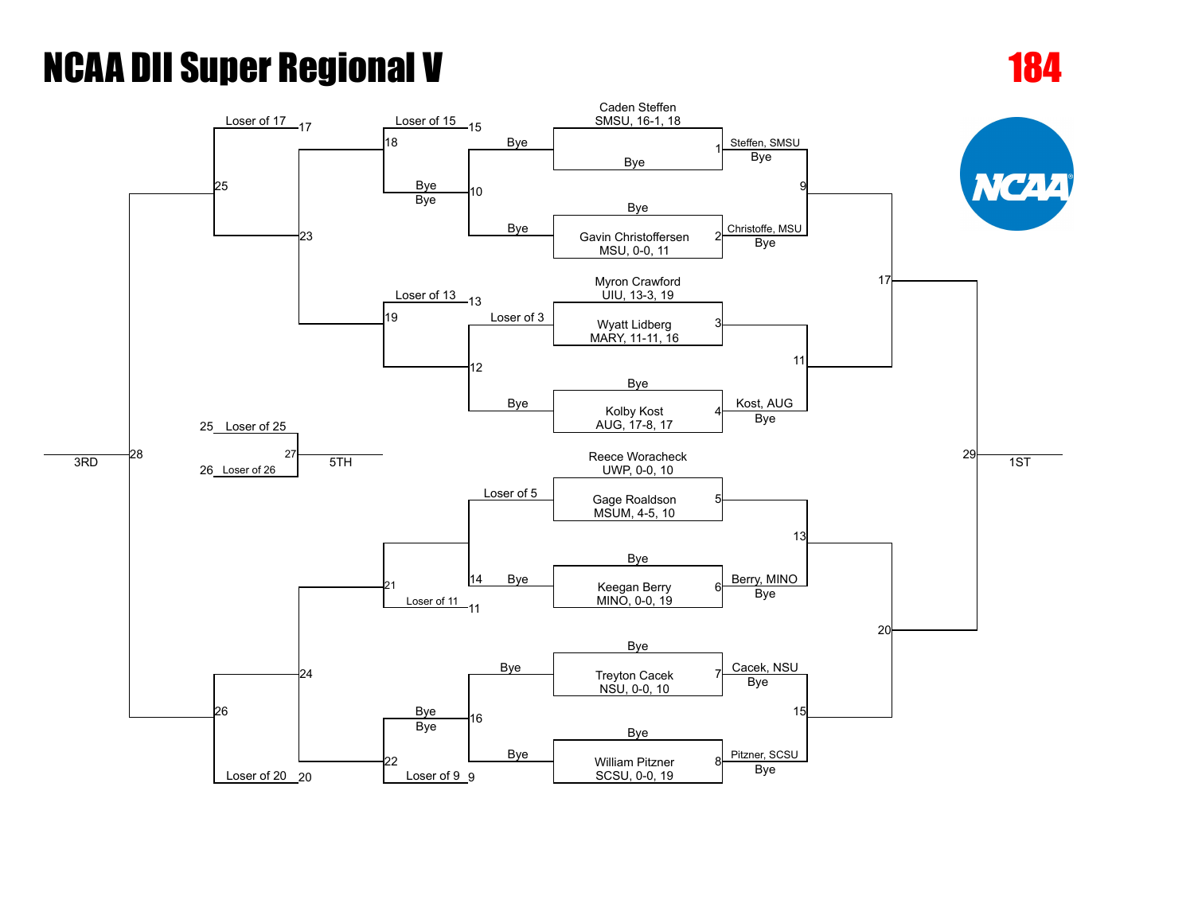# NCAA DII Super Regional V

## 184

### Championship Bracket

| Match | Wrestler 1 | Wrestler 2 | Winner |
| --- | --- | --- | --- |
| 1 | Caden Steffen, SMSU, 16-1, 18 | Bye | Steffen, SMSU |
| 2 | Bye | Gavin Christoffersen, MSU, 0-0, 11 | Christoffe, MSU |
| 3 | Myron Crawford, UIU, 13-3, 19 | Wyatt Lidberg, MARY, 11-11, 16 | |
| 4 | Bye | Kolby Kost, AUG, 17-8, 17 | Kost, AUG |
| 5 | Reece Woracheck, UWP, 0-0, 10 | Gage Roaldson, MSUM, 4-5, 10 | |
| 6 | Bye | Keegan Berry, MINO, 0-0, 19 | Berry, MINO |
| 7 | Bye | Treyton Cacek, NSU, 0-0, 10 | Cacek, NSU |
| 8 | Bye | William Pitzner, SCSU, 0-0, 19 | Pitzner, SCSU |

- 9: Winner of 1 vs. Winner of 2
- 11: Winner of 3 vs. Winner of 4
- 13: Winner of 5 vs. Winner of 6
- 15: Winner of 7 vs. Winner of 8
- 17: Winner of 9 vs. Winner of 11
- 20: Winner of 13 vs. Winner of 15
- 29: Winner of 17 vs. Winner of 20 — 1ST

### Consolation Bracket

| Match | Wrestler 1 | Wrestler 2 |
| --- | --- | --- |
| 10 | Bye | Bye |
| 12 | Loser of 3 | Bye |
| 14 | Loser of 5 | Bye |
| 16 | Bye | Bye |
| 18 | Loser of 15 | Bye |
| 19 | Loser of 13 | Winner of 12 |
| 21 | Winner of 14 | Loser of 11 |
| 22 | Bye | Loser of 9 |
| 23 | Winner of 18 | Winner of 19 |
| 24 | Winner of 21 | Winner of 22 |
| 25 | Loser of 17 | Winner of 23 |
| 26 | Winner of 24 | Loser of 20 |
| 27 | Loser of 25 | Loser of 26 |
| 28 | Winner of 25 | Winner of 26 |

- 27: 5TH
- 28: 3RD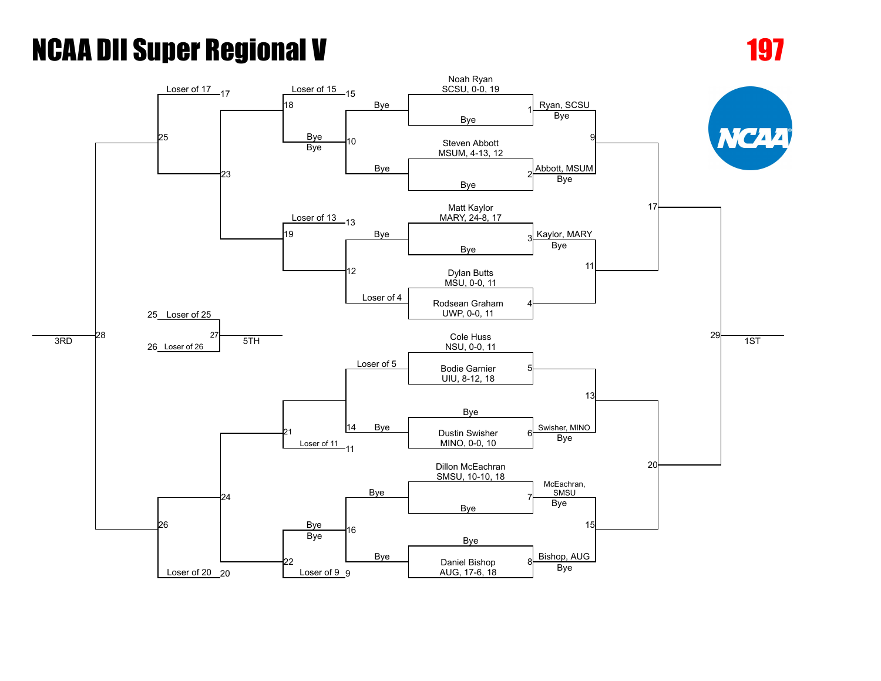# NCAA DII Super Regional V

**197**

## Championship Bracket

| Bout | Wrestler / Entry | Result |
|---|---|---|
| 1 | Noah Ryan, SCSU, 0-0, 19 vs Bye | Ryan, SCSU — Bye |
| 2 | Steven Abbott, MSUM, 4-13, 12 vs Bye | Abbott, MSUM — Bye |
| 3 | Matt Kaylor, MARY, 24-8, 17 vs Bye | Kaylor, MARY — Bye |
| 4 | Dylan Butts, MSU, 0-0, 11 vs Rodsean Graham, UWP, 0-0, 11 | |
| 5 | Cole Huss, NSU, 0-0, 11 vs Bodie Garnier, UIU, 8-12, 18 | |
| 6 | Bye vs Dustin Swisher, MINO, 0-0, 10 | Swisher, MINO — Bye |
| 7 | Dillon McEachran, SMSU, 10-10, 18 vs Bye | McEachran, SMSU — Bye |
| 8 | Bye vs Daniel Bishop, AUG, 17-6, 18 | Bishop, AUG — Bye |
| 9 | Winner of 1 vs Winner of 2 | |
| 11 | Winner of 3 vs Winner of 4 | |
| 13 | Winner of 5 vs Winner of 6 | |
| 15 | Winner of 7 vs Winner of 8 | |
| 17 | Winner of 9 vs Winner of 11 | |
| 20 | Winner of 13 vs Winner of 15 | |
| 29 | Winner of 17 vs Winner of 20 | 1ST |

## Consolation Bracket

| Bout | Entry | Entry |
|---|---|---|
| 10 | Bye | Bye |
| 12 | Bye | Loser of 4 |
| 14 | Loser of 5 | Bye |
| 16 | Bye | Bye |
| 18 | Loser of 15 | Bye / Bye (Winner of 10) |
| 19 | Loser of 13 | Winner of 12 |
| 21 | Winner of 14 | Loser of 11 |
| 22 | Bye / Bye (Winner of 16) | Loser of 9 |
| 23 | Winner of 18 | Winner of 19 |
| 24 | Winner of 21 | Winner of 22 |
| 25 | Loser of 17 | Winner of 23 |
| 26 | Winner of 24 | Loser of 20 |
| 27 | Loser of 25 | Loser of 26 — 5TH |
| 28 | Winner of 25 | Winner of 26 — 3RD |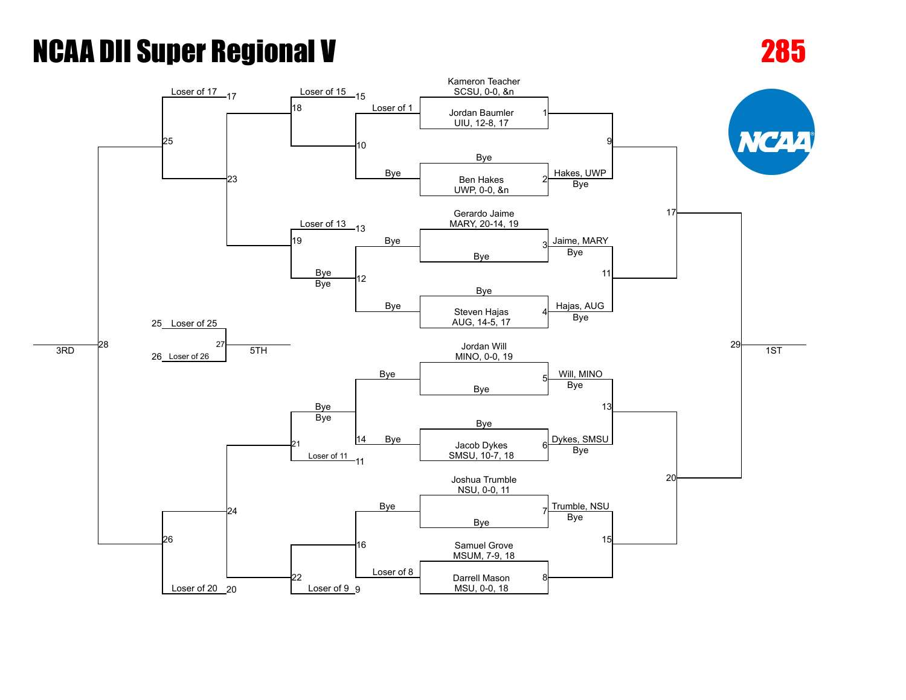# NCAA DII Super Regional V

285

Kameron Teacher
SCSU, 0-0, &n

Jordan Baumler
UIU, 12-8, 17

1

Bye

Ben Hakes
UWP, 0-0, &n

2

Hakes, UWP
Bye

9

Gerardo Jaime
MARY, 20-14, 19

Bye

3

Jaime, MARY
Bye

Bye

Steven Hajas
AUG, 14-5, 17

4

Hajas, AUG
Bye

11

17

Jordan Will
MINO, 0-0, 19

Bye

5

Will, MINO
Bye

Bye

Jacob Dykes
SMSU, 10-7, 18

6

Dykes, SMSU
Bye

13

Joshua Trumble
NSU, 0-0, 11

Bye

7

Trumble, NSU
Bye

Samuel Grove
MSUM, 7-9, 18

Darrell Mason
MSU, 0-0, 18

8

15

20

29

1ST

Loser of 1
Bye
10

Loser of 15
15
18

Loser of 13
13
19

Bye
Bye
Bye
12

Loser of 17
17
25

23

Bye
Bye
Bye
14
21

Loser of 11
11

Bye
Loser of 8
16

Loser of 9
9
22

24

26
Loser of 20
20

28
3RD

25 Loser of 25
26 Loser of 26
27
5TH